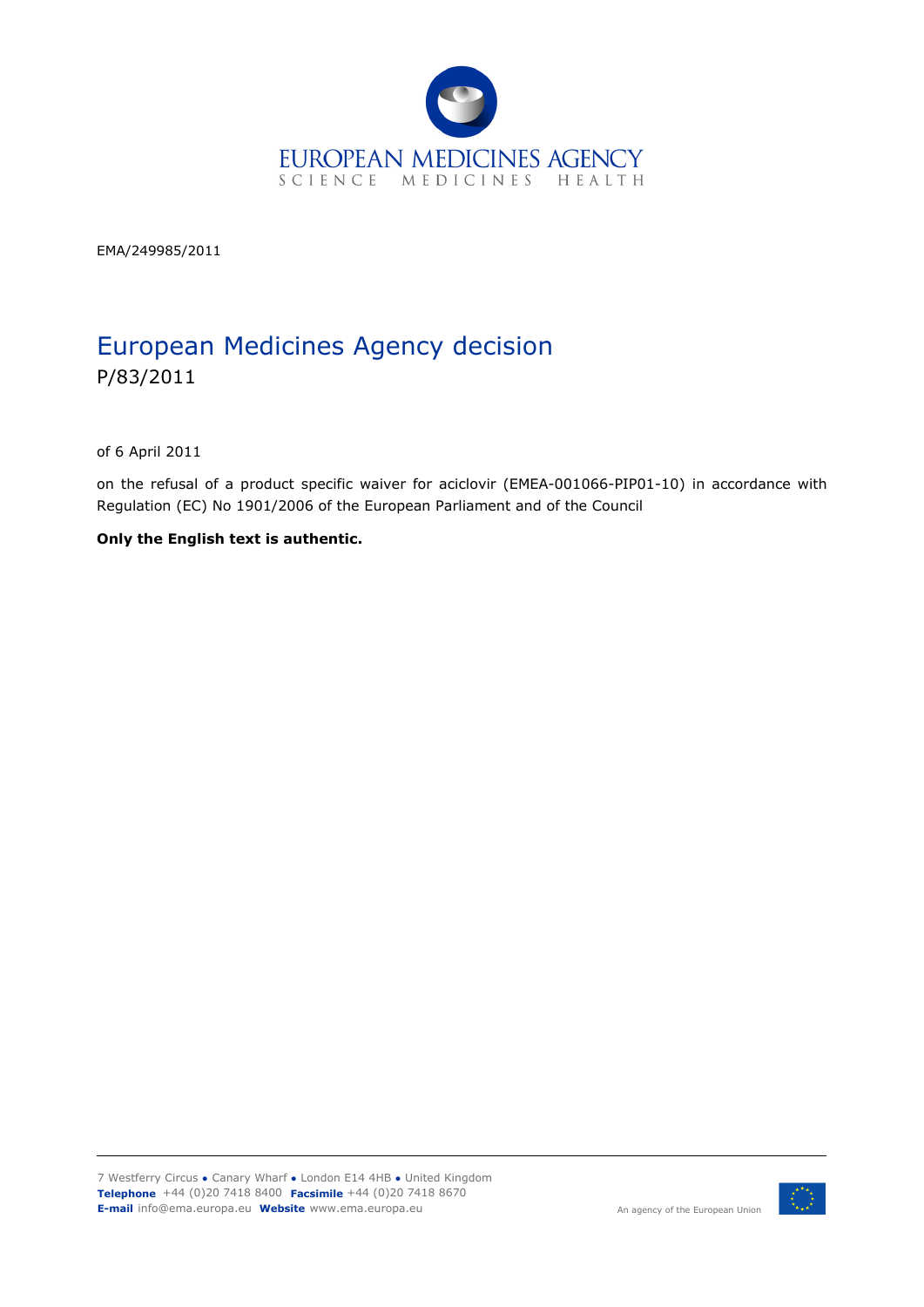EUROPEAN MEDICINES AGENCY
SCIENCE MEDICINES HEALTH

EMA/249985/2011

# European Medicines Agency decision

P/83/2011

of 6 April 2011

on the refusal of a product specific waiver for aciclovir (EMEA-001066-PIP01-10) in accordance with Regulation (EC) No 1901/2006 of the European Parliament and of the Council

**Only the English text is authentic.**

7 Westferry Circus ● Canary Wharf ● London E14 4HB ● United Kingdom
**Telephone** +44 (0)20 7418 8400 **Facsimile** +44 (0)20 7418 8670
**E-mail** info@ema.europa.eu **Website** www.ema.europa.eu

An agency of the European Union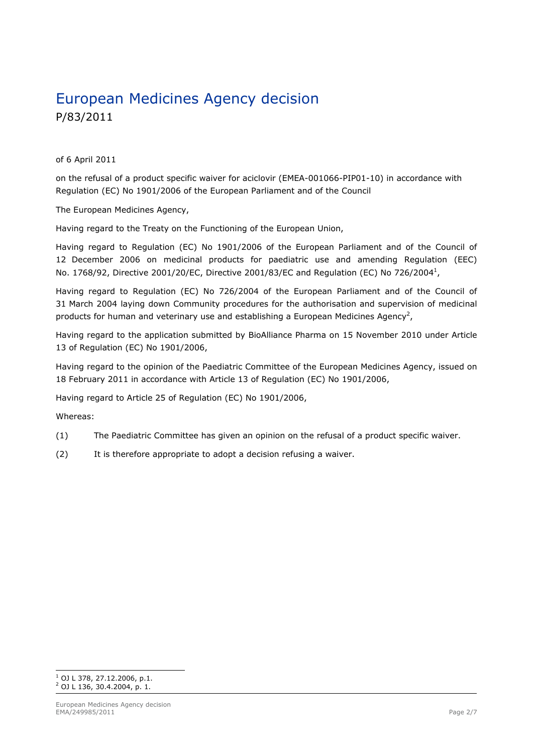# European Medicines Agency decision

P/83/2011

of 6 April 2011

on the refusal of a product specific waiver for aciclovir (EMEA-001066-PIP01-10) in accordance with Regulation (EC) No 1901/2006 of the European Parliament and of the Council

The European Medicines Agency,

Having regard to the Treaty on the Functioning of the European Union,

Having regard to Regulation (EC) No 1901/2006 of the European Parliament and of the Council of 12 December 2006 on medicinal products for paediatric use and amending Regulation (EEC) No. 1768/92, Directive 2001/20/EC, Directive 2001/83/EC and Regulation (EC) No 726/2004[1],

Having regard to Regulation (EC) No 726/2004 of the European Parliament and of the Council of 31 March 2004 laying down Community procedures for the authorisation and supervision of medicinal products for human and veterinary use and establishing a European Medicines Agency[2],

Having regard to the application submitted by BioAlliance Pharma on 15 November 2010 under Article 13 of Regulation (EC) No 1901/2006,

Having regard to the opinion of the Paediatric Committee of the European Medicines Agency, issued on 18 February 2011 in accordance with Article 13 of Regulation (EC) No 1901/2006,

Having regard to Article 25 of Regulation (EC) No 1901/2006,

Whereas:

(1) The Paediatric Committee has given an opinion on the refusal of a product specific waiver.

(2) It is therefore appropriate to adopt a decision refusing a waiver.

---

[1] OJ L 378, 27.12.2006, p.1.
[2] OJ L 136, 30.4.2004, p. 1.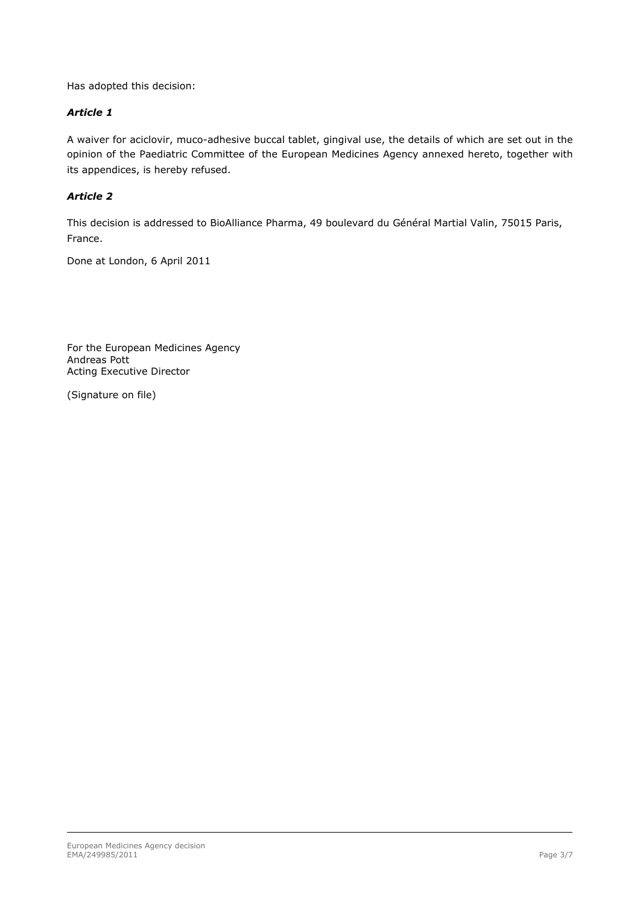Has adopted this decision:

### *Article 1*

A waiver for aciclovir, muco-adhesive buccal tablet, gingival use, the details of which are set out in the opinion of the Paediatric Committee of the European Medicines Agency annexed hereto, together with its appendices, is hereby refused.

### *Article 2*

This decision is addressed to BioAlliance Pharma, 49 boulevard du Général Martial Valin, 75015 Paris, France.

Done at London, 6 April 2011

For the European Medicines Agency
Andreas Pott
Acting Executive Director

(Signature on file)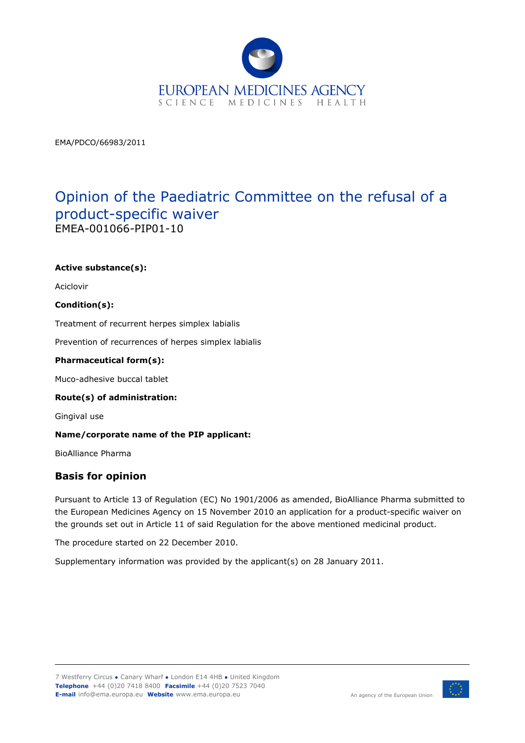EMA/PDCO/66983/2011

# Opinion of the Paediatric Committee on the refusal of a product-specific waiver

EMEA-001066-PIP01-10

**Active substance(s):**

Aciclovir

**Condition(s):**

Treatment of recurrent herpes simplex labialis

Prevention of recurrences of herpes simplex labialis

**Pharmaceutical form(s):**

Muco-adhesive buccal tablet

**Route(s) of administration:**

Gingival use

**Name/corporate name of the PIP applicant:**

BioAlliance Pharma

## Basis for opinion

Pursuant to Article 13 of Regulation (EC) No 1901/2006 as amended, BioAlliance Pharma submitted to the European Medicines Agency on 15 November 2010 an application for a product-specific waiver on the grounds set out in Article 11 of said Regulation for the above mentioned medicinal product.

The procedure started on 22 December 2010.

Supplementary information was provided by the applicant(s) on 28 January 2011.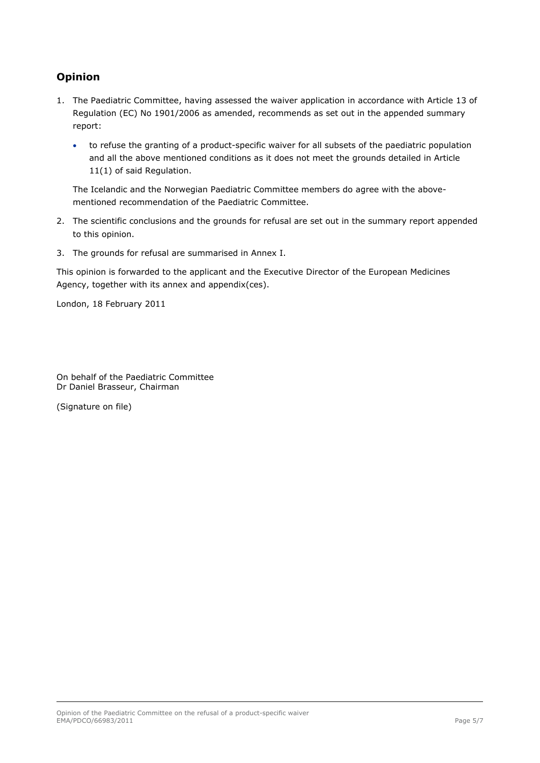## Opinion

1. The Paediatric Committee, having assessed the waiver application in accordance with Article 13 of Regulation (EC) No 1901/2006 as amended, recommends as set out in the appended summary report:

   - to refuse the granting of a product-specific waiver for all subsets of the paediatric population and all the above mentioned conditions as it does not meet the grounds detailed in Article 11(1) of said Regulation.

   The Icelandic and the Norwegian Paediatric Committee members do agree with the above-mentioned recommendation of the Paediatric Committee.

2. The scientific conclusions and the grounds for refusal are set out in the summary report appended to this opinion.

3. The grounds for refusal are summarised in Annex I.

This opinion is forwarded to the applicant and the Executive Director of the European Medicines Agency, together with its annex and appendix(ces).

London, 18 February 2011

On behalf of the Paediatric Committee
Dr Daniel Brasseur, Chairman

(Signature on file)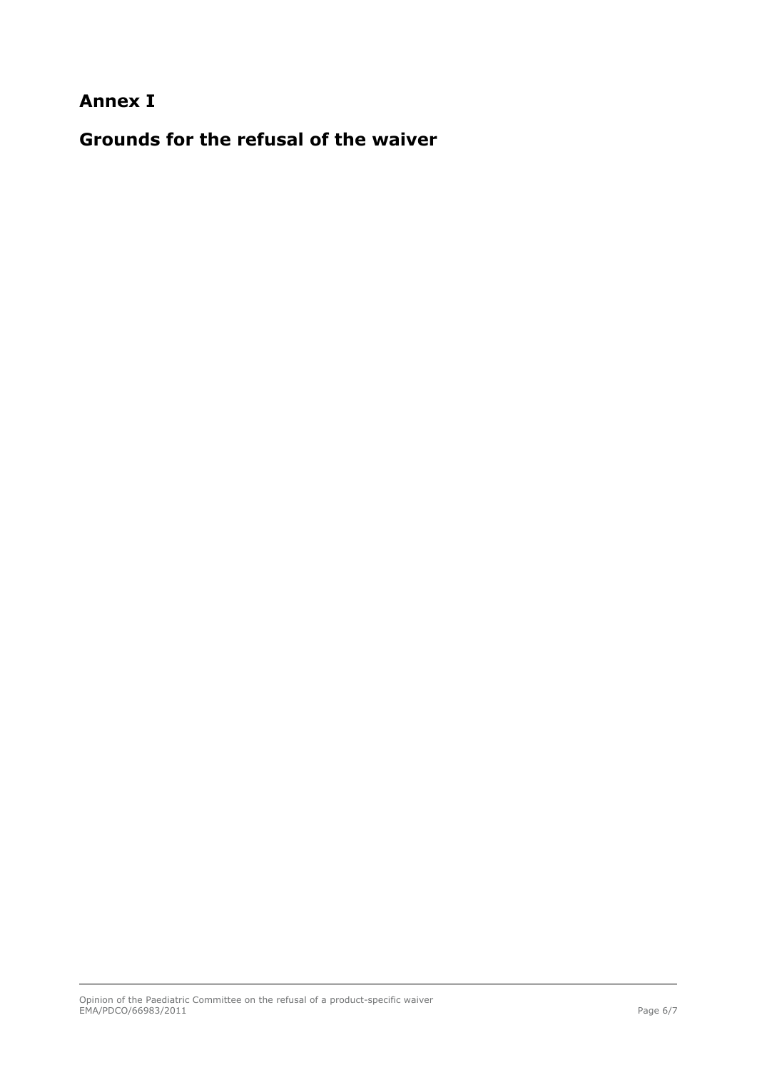# Annex I

# Grounds for the refusal of the waiver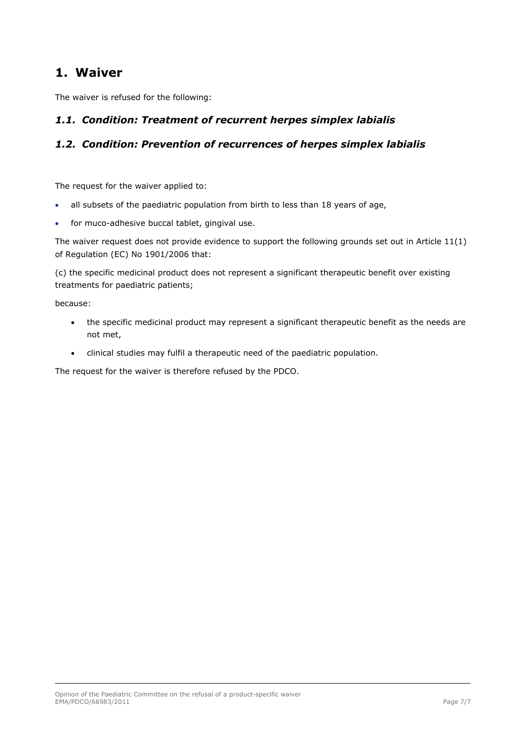# 1. Waiver

The waiver is refused for the following:

## *1.1. Condition: Treatment of recurrent herpes simplex labialis*

## *1.2. Condition: Prevention of recurrences of herpes simplex labialis*

The request for the waiver applied to:

- all subsets of the paediatric population from birth to less than 18 years of age,
- for muco-adhesive buccal tablet, gingival use.

The waiver request does not provide evidence to support the following grounds set out in Article 11(1) of Regulation (EC) No 1901/2006 that:

(c) the specific medicinal product does not represent a significant therapeutic benefit over existing treatments for paediatric patients;

because:

- the specific medicinal product may represent a significant therapeutic benefit as the needs are not met,
- clinical studies may fulfil a therapeutic need of the paediatric population.

The request for the waiver is therefore refused by the PDCO.